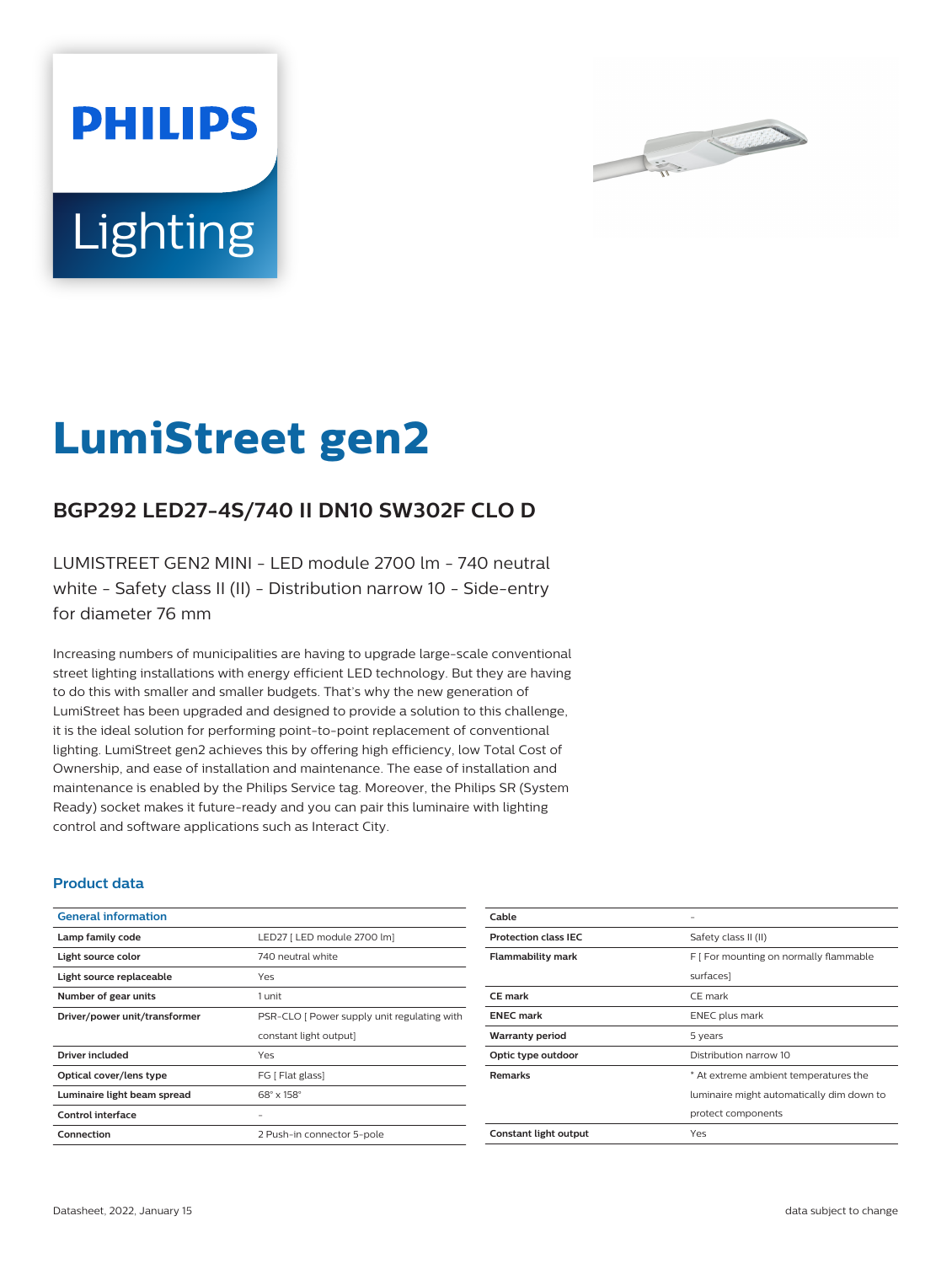PHILIPS

Lighting

# LumiStreet gen2

## BGP292 LED27-4S/740 II DN10 SW302F CLO D

LUMISTREET GEN2 MINI - LED module 2700 lm - 740 neutral white - Safety class II (II) - Distribution narrow 10 - Side-entry for diameter 76 mm

Increasing numbers of municipalities are having to upgrade large-scale conventional street lighting installations with energy efficient LED technology. But they are having to do this with smaller and smaller budgets. That's why the new generation of LumiStreet has been upgraded and designed to provide a solution to this challenge, it is the ideal solution for performing point-to-point replacement of conventional lighting. LumiStreet gen2 achieves this by offering high efficiency, low Total Cost of Ownership, and ease of installation and maintenance. The ease of installation and maintenance is enabled by the Philips Service tag. Moreover, the Philips SR (System Ready) socket makes it future-ready and you can pair this luminaire with lighting control and software applications such as Interact City.

### Product data

| General information | |
|---|---|
| Lamp family code | LED27 [ LED module 2700 lm] |
| Light source color | 740 neutral white |
| Light source replaceable | Yes |
| Number of gear units | 1 unit |
| Driver/power unit/transformer | PSR-CLO [ Power supply unit regulating with constant light output] |
| Driver included | Yes |
| Optical cover/lens type | FG [ Flat glass] |
| Luminaire light beam spread | 68° x 158° |
| Control interface | - |
| Connection | 2 Push-in connector 5-pole |
| Cable | - |
| Protection class IEC | Safety class II (II) |
| Flammability mark | F [ For mounting on normally flammable surfaces] |
| CE mark | CE mark |
| ENEC mark | ENEC plus mark |
| Warranty period | 5 years |
| Optic type outdoor | Distribution narrow 10 |
| Remarks | * At extreme ambient temperatures the luminaire might automatically dim down to protect components |
| Constant light output | Yes |

Datasheet, 2022, January 15 — data subject to change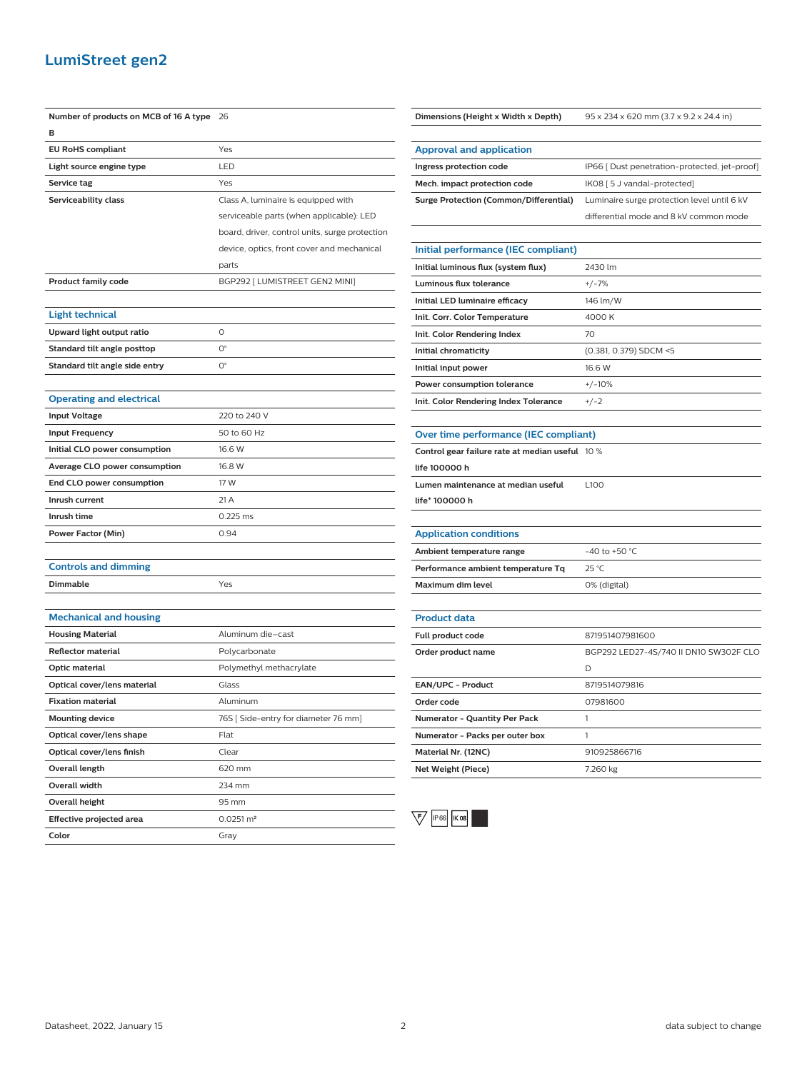## LumiStreet gen2

| | |
|---|---|
| **Number of products on MCB of 16 A type B** | 26 |
| **EU RoHS compliant** | Yes |
| **Light source engine type** | LED |
| **Service tag** | Yes |
| **Serviceability class** | Class A, luminaire is equipped with serviceable parts (when applicable): LED board, driver, control units, surge protection device, optics, front cover and mechanical parts |
| **Product family code** | BGP292 [ LUMISTREET GEN2 MINI] |

### Light technical

| | |
|---|---|
| **Upward light output ratio** | 0 |
| **Standard tilt angle posttop** | 0° |
| **Standard tilt angle side entry** | 0° |

### Operating and electrical

| | |
|---|---|
| **Input Voltage** | 220 to 240 V |
| **Input Frequency** | 50 to 60 Hz |
| **Initial CLO power consumption** | 16.6 W |
| **Average CLO power consumption** | 16.8 W |
| **End CLO power consumption** | 17 W |
| **Inrush current** | 21 A |
| **Inrush time** | 0.225 ms |
| **Power Factor (Min)** | 0.94 |

### Controls and dimming

| | |
|---|---|
| **Dimmable** | Yes |

### Mechanical and housing

| | |
|---|---|
| **Housing Material** | Aluminum die-cast |
| **Reflector material** | Polycarbonate |
| **Optic material** | Polymethyl methacrylate |
| **Optical cover/lens material** | Glass |
| **Fixation material** | Aluminum |
| **Mounting device** | 76S [ Side-entry for diameter 76 mm] |
| **Optical cover/lens shape** | Flat |
| **Optical cover/lens finish** | Clear |
| **Overall length** | 620 mm |
| **Overall width** | 234 mm |
| **Overall height** | 95 mm |
| **Effective projected area** | 0.0251 m² |
| **Color** | Gray |

| | |
|---|---|
| **Dimensions (Height x Width x Depth)** | 95 x 234 x 620 mm (3.7 x 9.2 x 24.4 in) |

### Approval and application

| | |
|---|---|
| **Ingress protection code** | IP66 [ Dust penetration-protected, jet-proof] |
| **Mech. impact protection code** | IK08 [ 5 J vandal-protected] |
| **Surge Protection (Common/Differential)** | Luminaire surge protection level until 6 kV differential mode and 8 kV common mode |

### Initial performance (IEC compliant)

| | |
|---|---|
| **Initial luminous flux (system flux)** | 2430 lm |
| **Luminous flux tolerance** | +/-7% |
| **Initial LED luminaire efficacy** | 146 lm/W |
| **Init. Corr. Color Temperature** | 4000 K |
| **Init. Color Rendering Index** | 70 |
| **Initial chromaticity** | (0.381, 0.379) SDCM <5 |
| **Initial input power** | 16.6 W |
| **Power consumption tolerance** | +/-10% |
| **Init. Color Rendering Index Tolerance** | +/-2 |

### Over time performance (IEC compliant)

| | |
|---|---|
| **Control gear failure rate at median useful life 100000 h** | 10 % |
| **Lumen maintenance at median useful life* 100000 h** | L100 |

### Application conditions

| | |
|---|---|
| **Ambient temperature range** | -40 to +50 °C |
| **Performance ambient temperature Tq** | 25 °C |
| **Maximum dim level** | 0% (digital) |

### Product data

| | |
|---|---|
| **Full product code** | 871951407981600 |
| **Order product name** | BGP292 LED27-4S/740 II DN10 SW302F CLO D |
| **EAN/UPC - Product** | 8719514079816 |
| **Order code** | 07981600 |
| **Numerator - Quantity Per Pack** | 1 |
| **Numerator - Packs per outer box** | 1 |
| **Material Nr. (12NC)** | 910925866716 |
| **Net Weight (Piece)** | 7.260 kg |

F IP66 IK08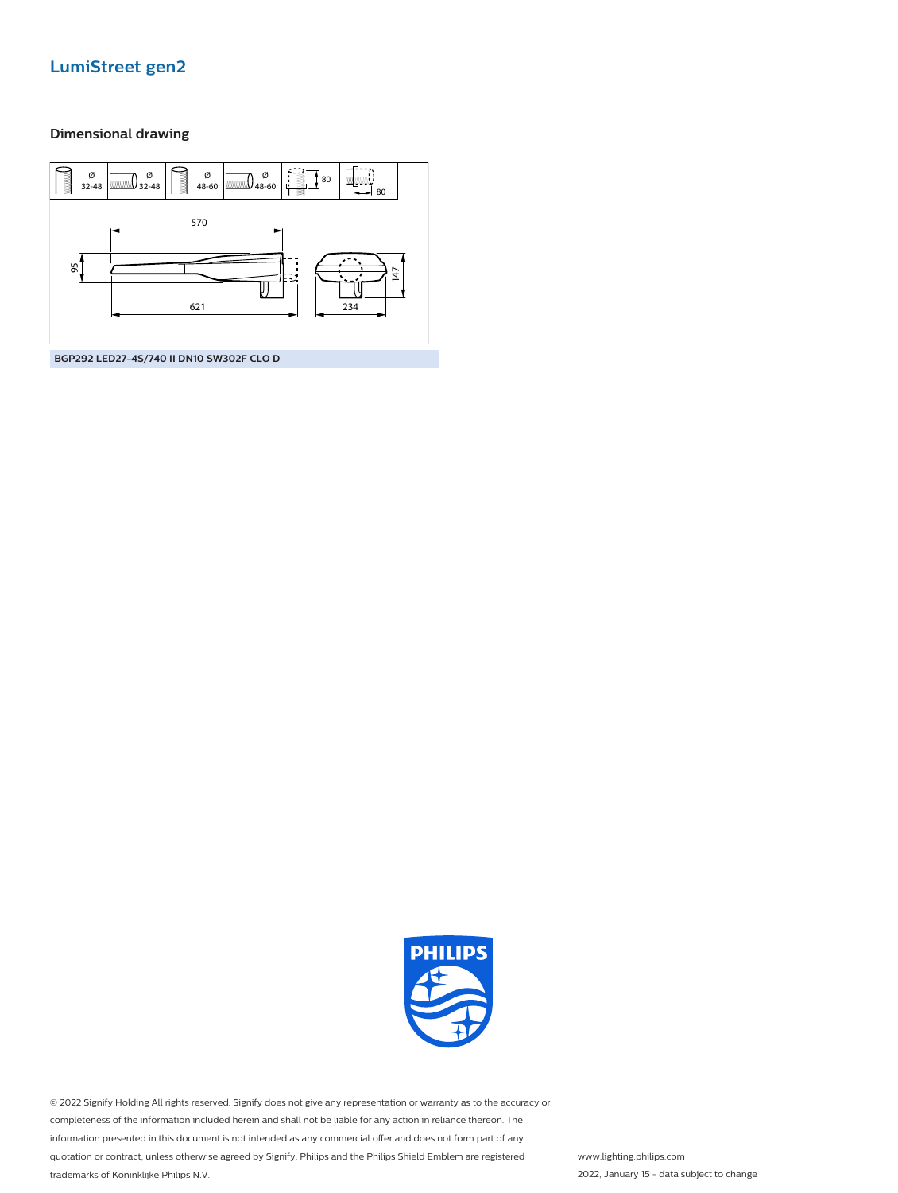## LumiStreet gen2

### Dimensional drawing

Ø 32-48
Ø 32-48
Ø 48-60
Ø 48-60
80
80

570
95
621
234
147

**BGP292 LED27-4S/740 II DN10 SW302F CLO D**

© 2022 Signify Holding All rights reserved. Signify does not give any representation or warranty as to the accuracy or completeness of the information included herein and shall not be liable for any action in reliance thereon. The information presented in this document is not intended as any commercial offer and does not form part of any quotation or contract, unless otherwise agreed by Signify. Philips and the Philips Shield Emblem are registered trademarks of Koninklijke Philips N.V.

www.lighting.philips.com
2022, January 15 - data subject to change